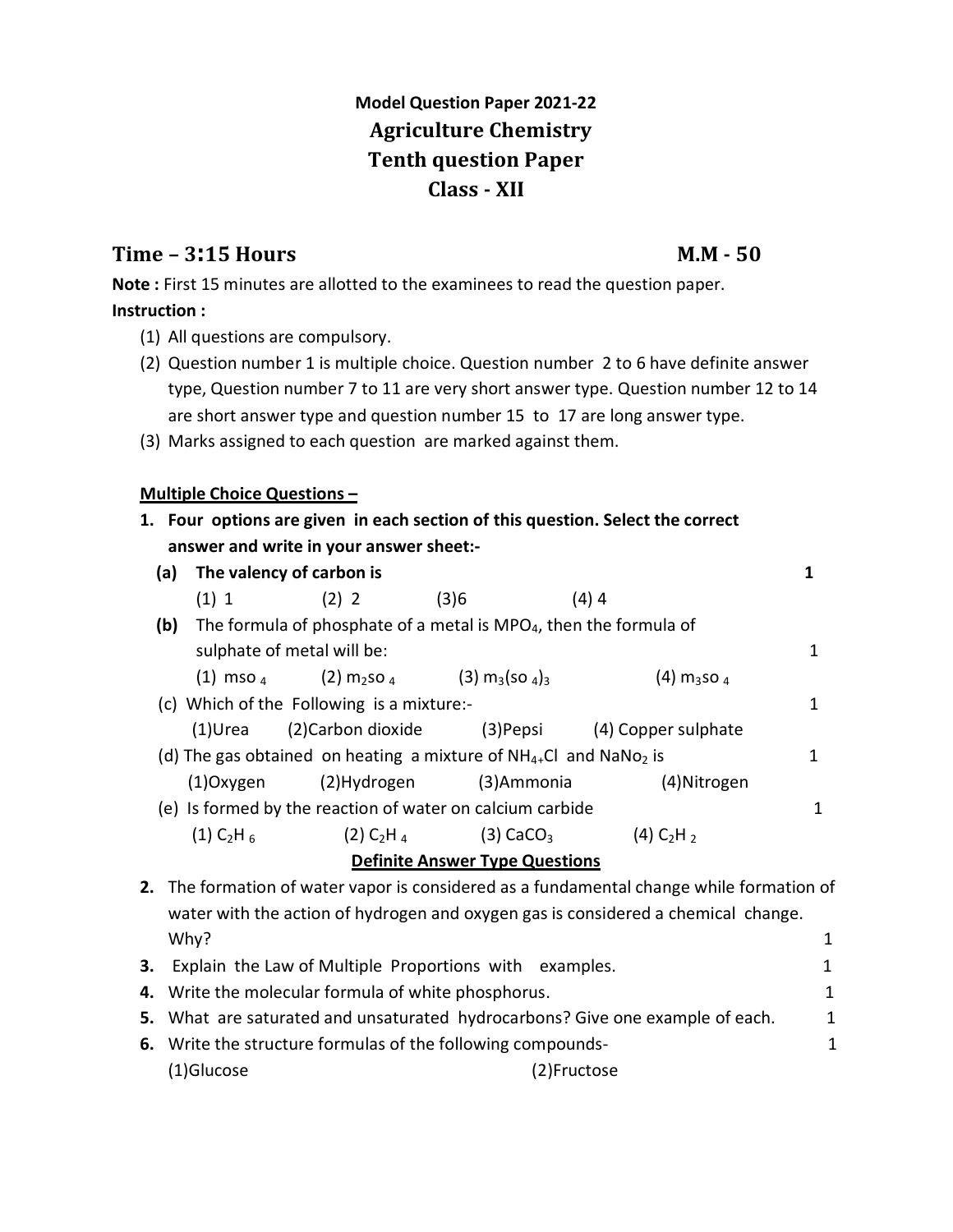**Model Question Paper 2021-22**

# Agriculture Chemistry

## Tenth question Paper

## Class - XII

**Time – 3:15 Hours** **M.M - 50**

**Note :** First 15 minutes are allotted to the examinees to read the question paper.

**Instruction :**

(1) All questions are compulsory.

(2) Question number 1 is multiple choice. Question number 2 to 6 have definite answer type, Question number 7 to 11 are very short answer type. Question number 12 to 14 are short answer type and question number 15 to 17 are long answer type.

(3) Marks assigned to each question are marked against them.

**<u>Multiple Choice Questions –</u>**

**1. Four options are given in each section of this question. Select the correct answer and write in your answer sheet:-**

**(a) The valency of carbon is** 1

(1) 1 (2) 2 (3)6 (4) 4

**(b)** The formula of phosphate of a metal is $MPO_4$, then the formula of sulphate of metal will be: 1

(1) $mso_4$ (2) $m_2so_4$ (3) $m_3(so_4)_3$ (4) $m_3so_4$

(c) Which of the Following is a mixture:- 1

(1)Urea (2)Carbon dioxide (3)Pepsi (4) Copper sulphate

(d) The gas obtained on heating a mixture of $NH_4$+Cl and $NaNo_2$ is 1

(1)Oxygen (2)Hydrogen (3)Ammonia (4)Nitrogen

(e) Is formed by the reaction of water on calcium carbide 1

(1) $C_2H_6$ (2) $C_2H_4$ (3) $CaCO_3$ (4) $C_2H_2$

**<u>Definite Answer Type Questions</u>**

**2.** The formation of water vapor is considered as a fundamental change while formation of water with the action of hydrogen and oxygen gas is considered a chemical change. Why? 1

**3.** Explain the Law of Multiple Proportions with examples. 1

**4.** Write the molecular formula of white phosphorus. 1

**5.** What are saturated and unsaturated hydrocarbons? Give one example of each. 1

**6.** Write the structure formulas of the following compounds- 1

(1)Glucose (2)Fructose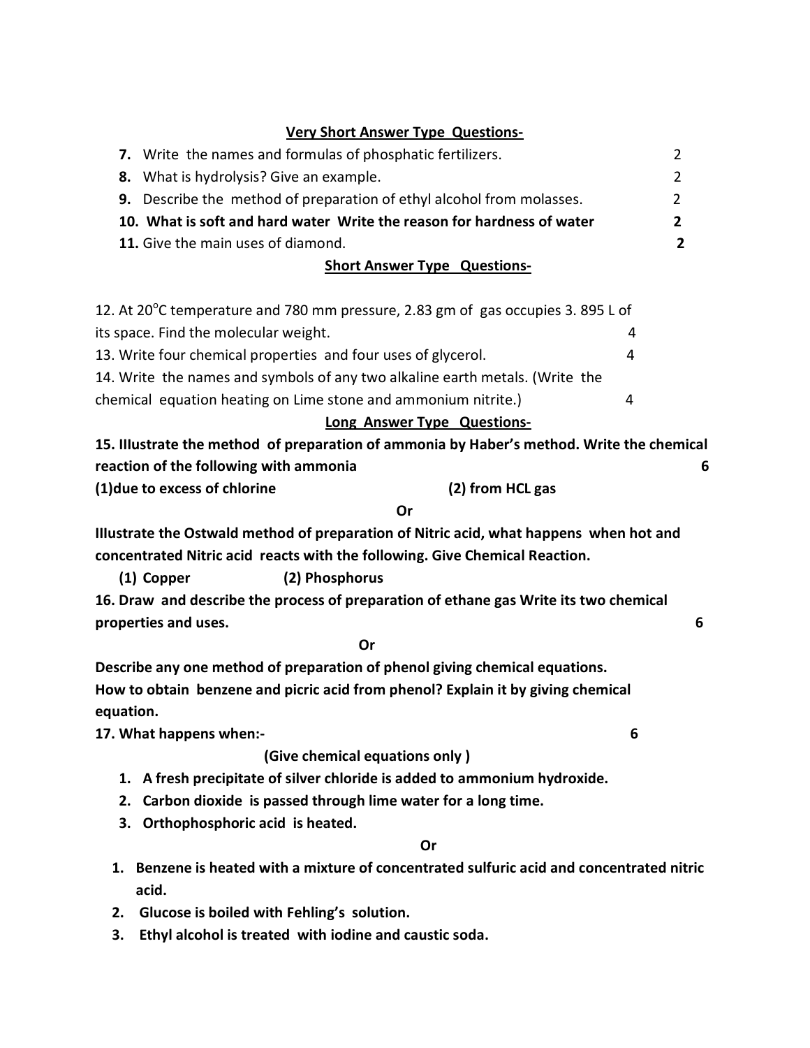## Very Short Answer Type Questions-

7. Write the names and formulas of phosphatic fertilizers. 2
8. What is hydrolysis? Give an example. 2
9. Describe the method of preparation of ethyl alcohol from molasses. 2
10. **What is soft and hard water Write the reason for hardness of water 2**
11. Give the main uses of diamond. **2**

## Short Answer Type Questions-

12. At 20$^{o}$C temperature and 780 mm pressure, 2.83 gm of gas occupies 3. 895 L of its space. Find the molecular weight. 4

13. Write four chemical properties and four uses of glycerol. 4

14. Write the names and symbols of any two alkaline earth metals. (Write the chemical equation heating on Lime stone and ammonium nitrite.) 4

## Long Answer Type Questions-

**15. Illustrate the method of preparation of ammonia by Haber's method. Write the chemical reaction of the following with ammonia 6**

**(1)due to excess of chlorine (2) from HCL gas**

**Or**

**Illustrate the Ostwald method of preparation of Nitric acid, what happens when hot and concentrated Nitric acid reacts with the following. Give Chemical Reaction.**

**(1) Copper (2) Phosphorus**

**16. Draw and describe the process of preparation of ethane gas Write its two chemical properties and uses. 6**

**Or**

**Describe any one method of preparation of phenol giving chemical equations. How to obtain benzene and picric acid from phenol? Explain it by giving chemical equation.**

**17. What happens when:- 6**

**(Give chemical equations only )**

1. **A fresh precipitate of silver chloride is added to ammonium hydroxide.**
2. **Carbon dioxide is passed through lime water for a long time.**
3. **Orthophosphoric acid is heated.**

**Or**

1. **Benzene is heated with a mixture of concentrated sulfuric acid and concentrated nitric acid.**
2. **Glucose is boiled with Fehling's solution.**
3. **Ethyl alcohol is treated with iodine and caustic soda.**